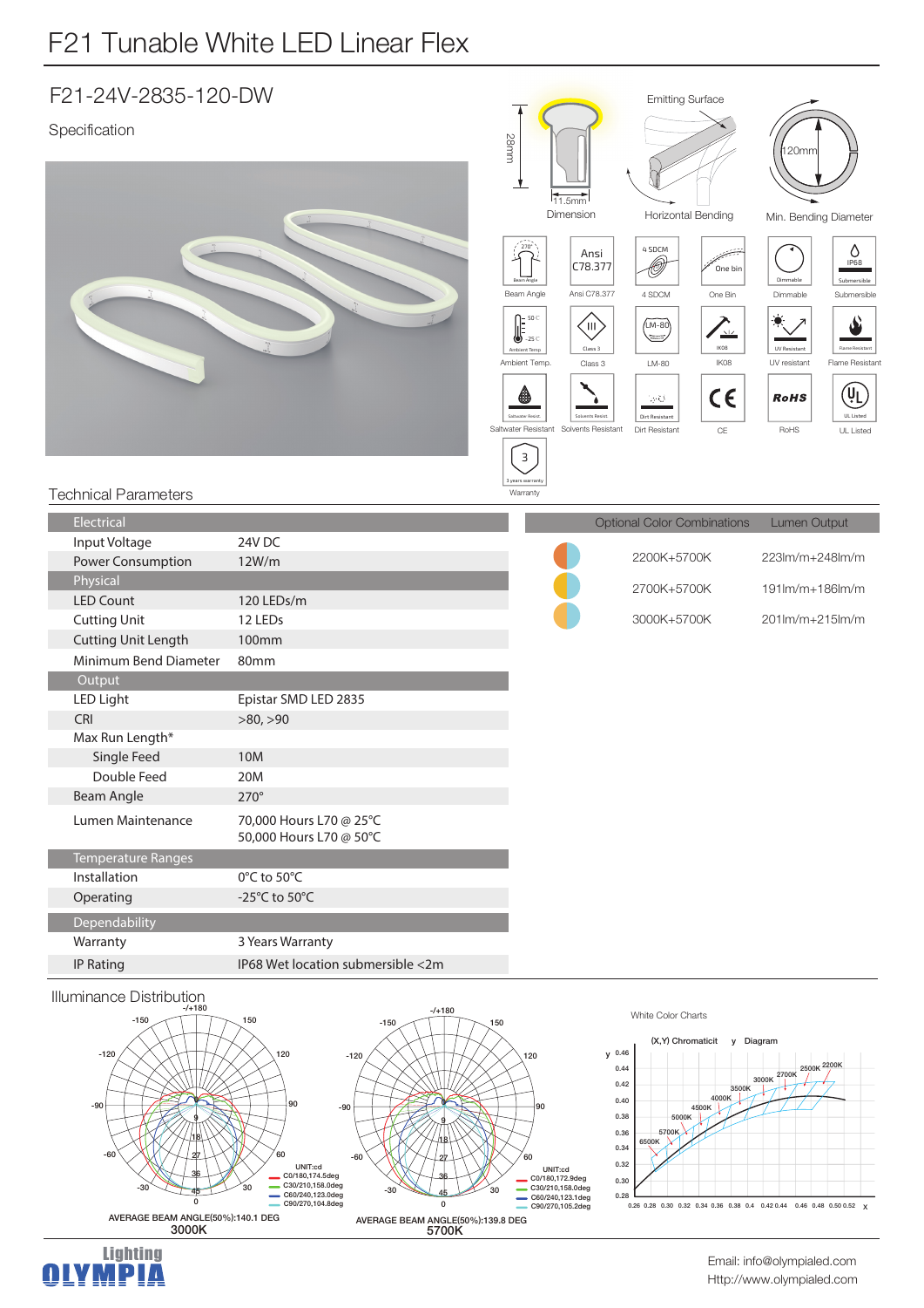# F21 Tunable White LED Linear Flex

## F21-24V-2835-120-DW

Specification

Dimension: 28mm × 11.5mm

Horizontal Bending — Emitting Surface

Min. Bending Diameter: 120mm

Beam Angle · Ansi C78.377 · 4 SDCM · One Bin · Dimmable · Submersible · Ambient Temp. · Class 3 · LM-80 · IK08 · UV resistant · Flame Resistant · Saltwater Resistant · Solvents Resistant · Dirt Resistant · CE · RoHS · UL Listed · Warranty

## Technical Parameters

| Electrical | |
|---|---|
| Input Voltage | 24V DC |
| Power Consumption | 12W/m |
| **Physical** | |
| LED Count | 120 LEDs/m |
| Cutting Unit | 12 LEDs |
| Cutting Unit Length | 100mm |
| Minimum Bend Diameter | 80mm |
| **Output** | |
| LED Light | Epistar SMD LED 2835 |
| CRI | >80, >90 |
| Max Run Length* | |
| Single Feed | 10M |
| Double Feed | 20M |
| Beam Angle | 270° |
| Lumen Maintenance | 70,000 Hours L70 @ 25°C<br>50,000 Hours L70 @ 50°C |
| **Temperature Ranges** | |
| Installation | 0°C to 50°C |
| Operating | -25°C to 50°C |
| **Dependability** | |
| Warranty | 3 Years Warranty |
| IP Rating | IP68 Wet location submersible <2m |

| Optional Color Combinations | Lumen Output |
|---|---|
| 2200K+5700K | 223lm/m+248lm/m |
| 2700K+5700K | 191lm/m+186lm/m |
| 3000K+5700K | 201lm/m+215lm/m |

## Illuminance Distribution

UNIT:cd
- C0/180,174.5deg
- C30/210,158.0deg
- C60/240,123.0deg
- C90/270,104.8deg

AVERAGE BEAM ANGLE(50%):140.1 DEG
3000K

UNIT:cd
- C0/180,172.9deg
- C30/210,158.0deg
- C60/240,123.1deg
- C90/270,105.2deg

AVERAGE BEAM ANGLE(50%):139.8 DEG
5700K

White Color Charts

(X,Y) Chromaticit y Diagram

Email: info@olympialed.com
Http://www.olympialed.com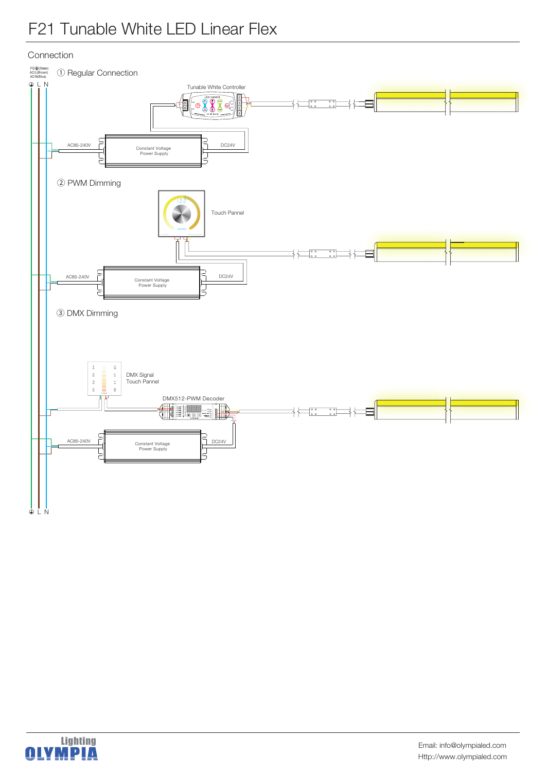# F21 Tunable White LED Linear Flex

## Connection

FG⏚(Green)
AC/L(Brown)
AC/N(Blue)

⏚ L N

① Regular Connection

Tunable White Controller

AC85-240V

Constant Voltage
Power Supply

DC24V

② PWM Dimming

Touch Pannel

AC85-240V

Constant Voltage
Power Supply

DC24V

③ DMX Dimming

DMX Signal
Touch Pannel

DMX512-PWM Decoder

AC85-240V

Constant Voltage
Power Supply

DC24V

⏚ L N

Email: info@olympialed.com
Http://www.olympialed.com